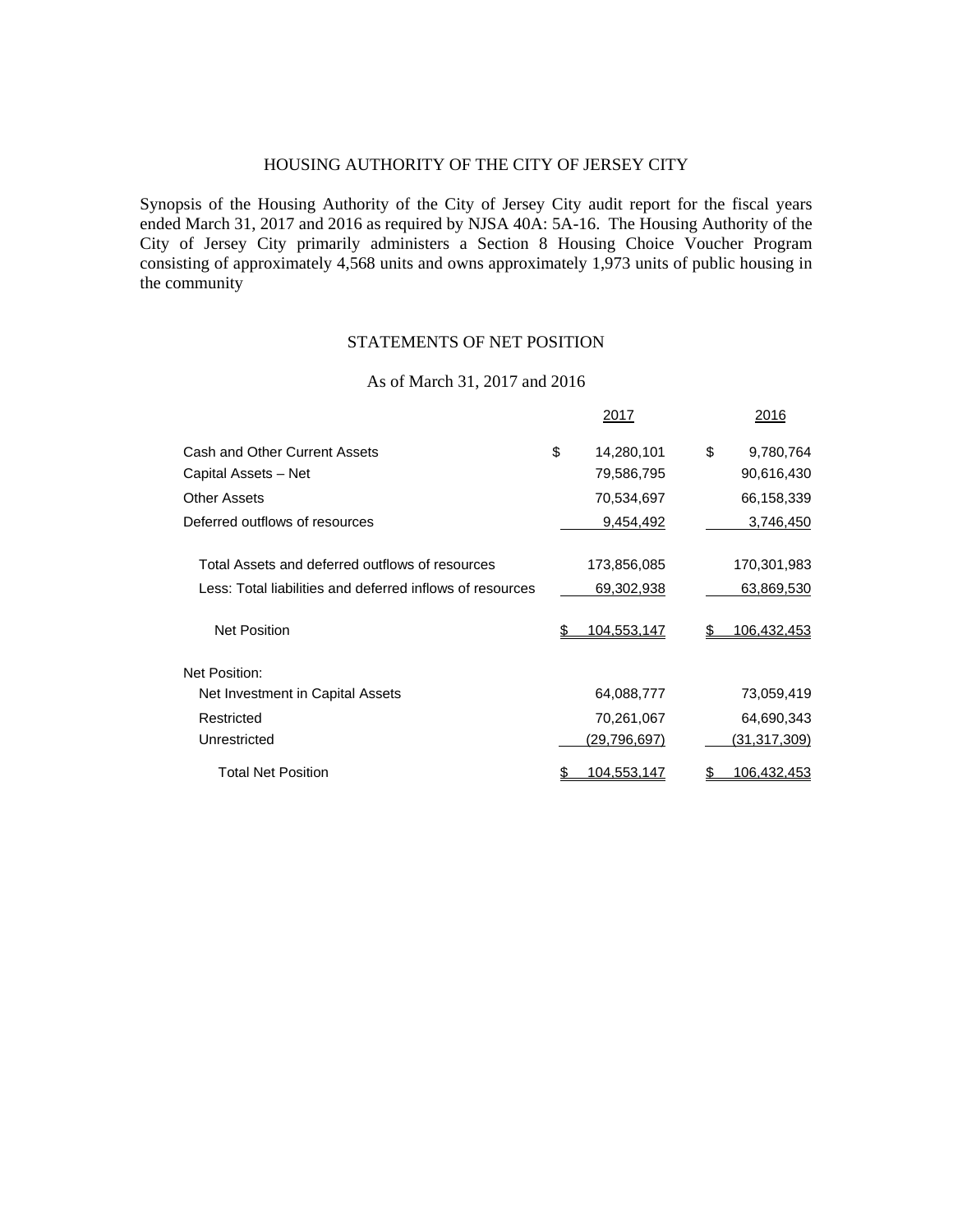# HOUSING AUTHORITY OF THE CITY OF JERSEY CITY

Synopsis of the Housing Authority of the City of Jersey City audit report for the fiscal years ended March 31, 2017 and 2016 as required by NJSA 40A: 5A-16. The Housing Authority of the City of Jersey City primarily administers a Section 8 Housing Choice Voucher Program consisting of approximately 4,568 units and owns approximately 1,973 units of public housing in the community

## STATEMENTS OF NET POSITION

As of March 31, 2017 and 2016

| | 2017 | 2016 |
|---|---|---|
| Cash and Other Current Assets | $ 14,280,101 | $ 9,780,764 |
| Capital Assets – Net | 79,586,795 | 90,616,430 |
| Other Assets | 70,534,697 | 66,158,339 |
| Deferred outflows of resources | 9,454,492 | 3,746,450 |
| Total Assets and deferred outflows of resources | 173,856,085 | 170,301,983 |
| Less: Total liabilities and deferred inflows of resources | 69,302,938 | 63,869,530 |
| Net Position | $ 104,553,147 | $ 106,432,453 |
| Net Position: | | |
| Net Investment in Capital Assets | 64,088,777 | 73,059,419 |
| Restricted | 70,261,067 | 64,690,343 |
| Unrestricted | (29,796,697) | (31,317,309) |
| Total Net Position | $ 104,553,147 | $ 106,432,453 |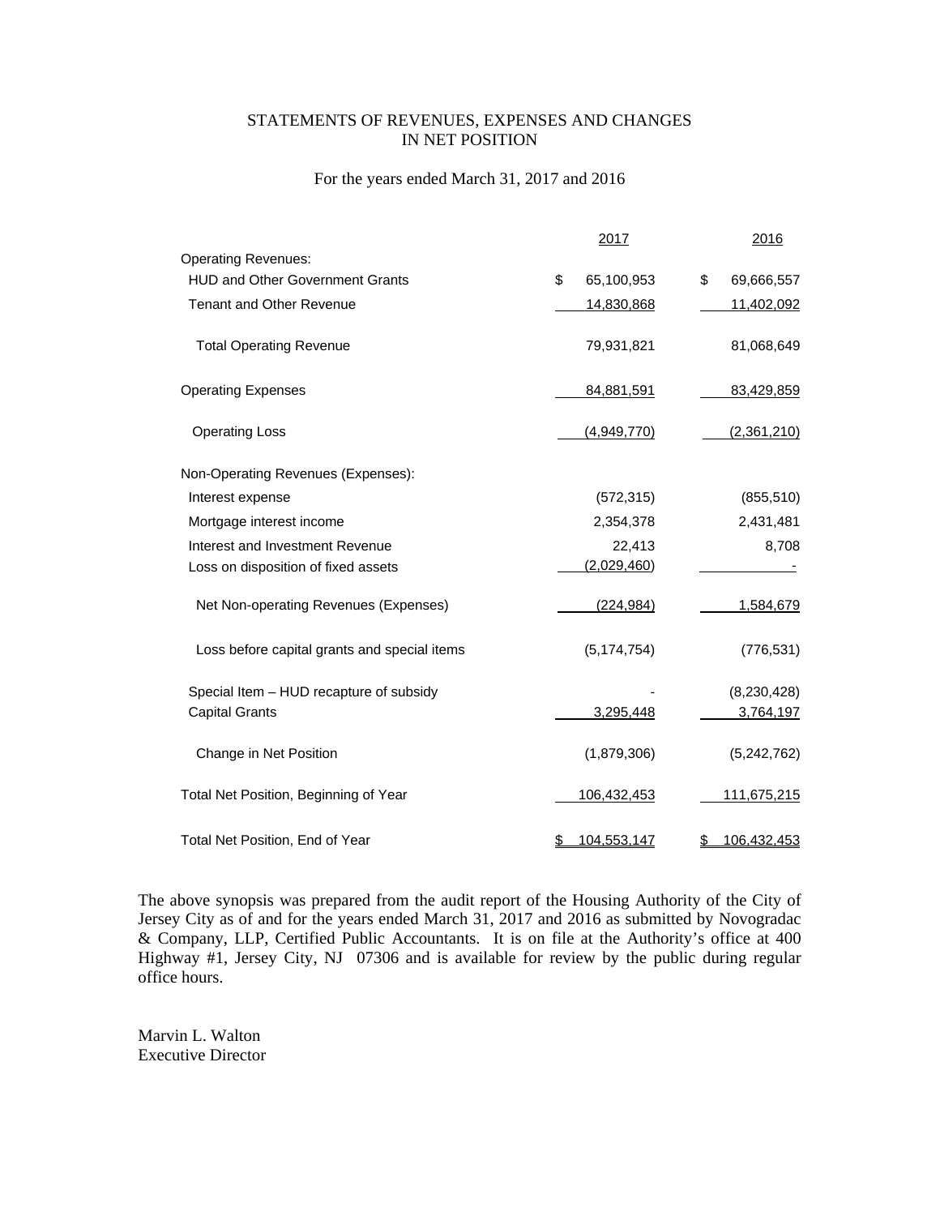# STATEMENTS OF REVENUES, EXPENSES AND CHANGES IN NET POSITION

For the years ended March 31, 2017 and 2016

| | 2017 | 2016 |
|---|---|---|
| Operating Revenues: | | |
| HUD and Other Government Grants | $ 65,100,953 | $ 69,666,557 |
| Tenant and Other Revenue | 14,830,868 | 11,402,092 |
| Total Operating Revenue | 79,931,821 | 81,068,649 |
| Operating Expenses | 84,881,591 | 83,429,859 |
| Operating Loss | (4,949,770) | (2,361,210) |
| Non-Operating Revenues (Expenses): | | |
| Interest expense | (572,315) | (855,510) |
| Mortgage interest income | 2,354,378 | 2,431,481 |
| Interest and Investment Revenue | 22,413 | 8,708 |
| Loss on disposition of fixed assets | (2,029,460) | - |
| Net Non-operating Revenues (Expenses) | (224,984) | 1,584,679 |
| Loss before capital grants and special items | (5,174,754) | (776,531) |
| Special Item – HUD recapture of subsidy | - | (8,230,428) |
| Capital Grants | 3,295,448 | 3,764,197 |
| Change in Net Position | (1,879,306) | (5,242,762) |
| Total Net Position, Beginning of Year | 106,432,453 | 111,675,215 |
| Total Net Position, End of Year | $ 104,553,147 | $ 106,432,453 |

The above synopsis was prepared from the audit report of the Housing Authority of the City of Jersey City as of and for the years ended March 31, 2017 and 2016 as submitted by Novogradac & Company, LLP, Certified Public Accountants. It is on file at the Authority's office at 400 Highway #1, Jersey City, NJ 07306 and is available for review by the public during regular office hours.

Marvin L. Walton
Executive Director